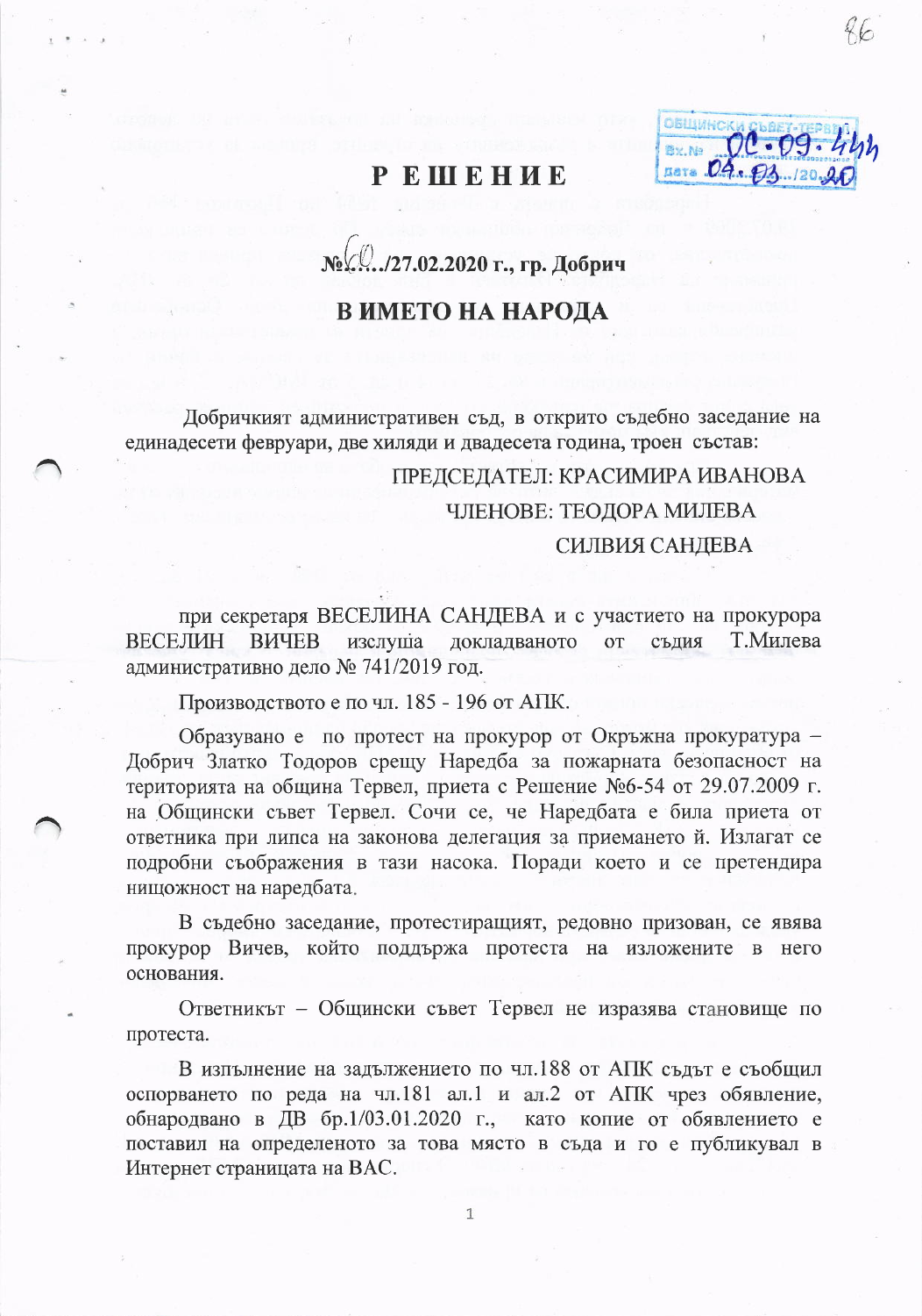# РЕШЕНИЕ

**№ 60 /27.02.2020 г., гр. Добрич**

## В ИМЕТО НА НАРОДА

Добричкият административен съд, в открито съдебно заседание на единадесети февруари, две хиляди и двадесета година, троен състав:

ПРЕДСЕДАТЕЛ: КРАСИМИРА ИВАНОВА

ЧЛЕНОВЕ: ТЕОДОРА МИЛЕВА

СИЛВИЯ САНДЕВА

при секретаря ВЕСЕЛИНА САНДЕВА и с участието на прокурора ВЕСЕЛИН ВИЧЕВ изслуша докладваното от съдия Т.Милева административно дело № 741/2019 год.

Производството е по чл. 185 - 196 от АПК.

Образувано е по протест на прокурор от Окръжна прокуратура – Добрич Златко Тодоров срещу Наредба за пожарната безопасност на територията на община Тервел, приета с Решение №6-54 от 29.07.2009 г. на Общински съвет Тервел. Сочи се, че Наредбата е била приета от ответника при липса на законова делегация за приемането й. Излагат се подробни съображения в тази насока. Поради което и се претендира нищожност на наредбата.

В съдебно заседание, протестиращият, редовно призован, се явява прокурор Вичев, който поддържа протеста на изложените в него основания.

Ответникът – Общински съвет Тервел не изразява становище по протеста.

В изпълнение на задължението по чл.188 от АПК съдът е съобщил оспорването по реда на чл.181 ал.1 и ал.2 от АПК чрез обявление, обнародвано в ДВ бр.1/03.01.2020 г., като копие от обявлението е поставил на определеното за това място в съда и го е публикувал в Интернет страницата на ВАС.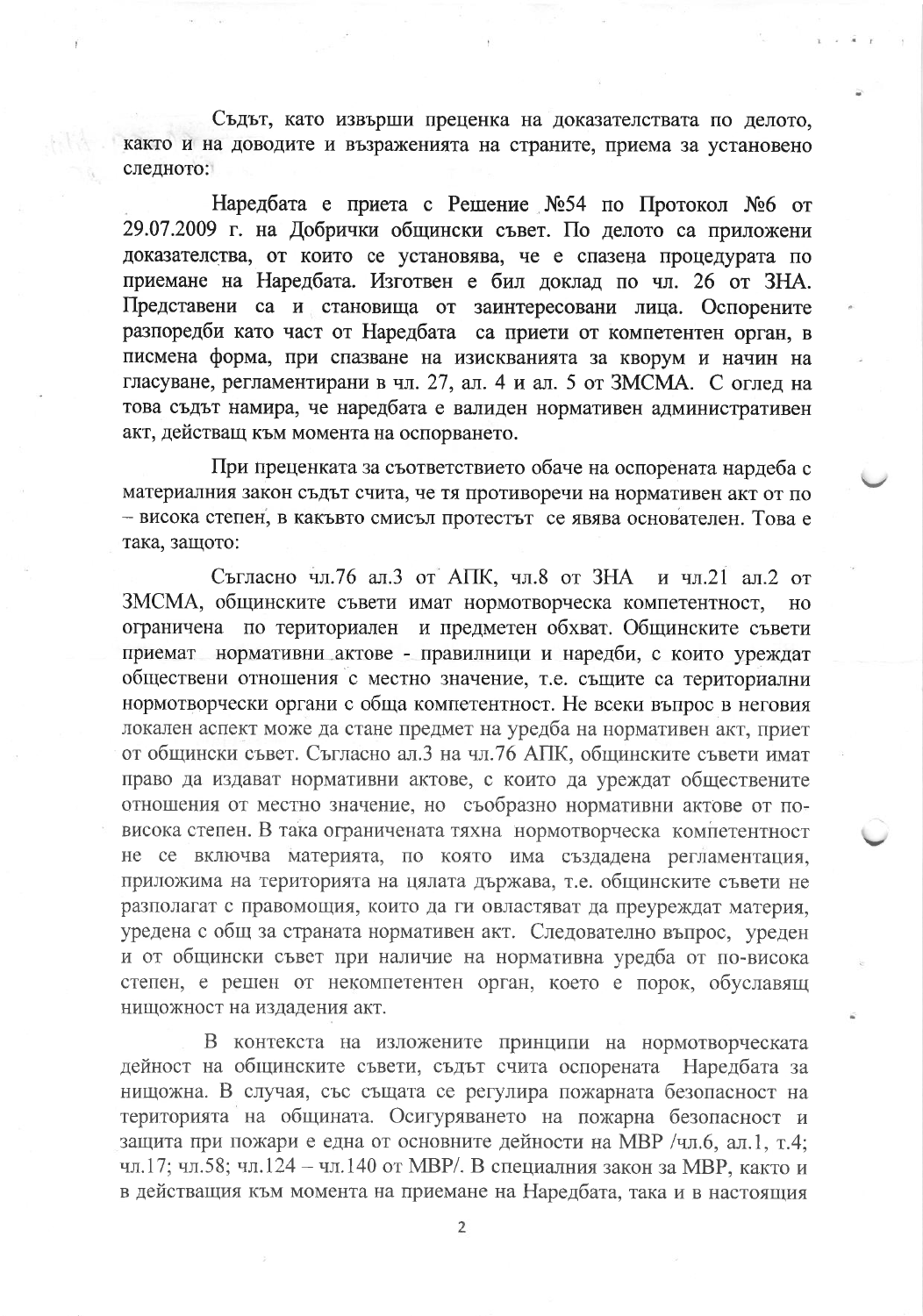Съдът, като извърши преценка на доказателствата по делото, както и на доводите и възраженията на страните, приема за установено следното:

Наредбата е приета с Решение №54 по Протокол №6 от 29.07.2009 г. на Добрички общински съвет. По делото са приложени доказателства, от които се установява, че е спазена процедурата по приемане на Наредбата. Изготвен е бил доклад по чл. 26 от ЗНА. Представени са и становища от заинтересовани лица. Оспорените разпоредби като част от Наредбата са приети от компетентен орган, в писмена форма, при спазване на изискванията за кворум и начин на гласуване, регламентирани в чл. 27, ал. 4 и ал. 5 от ЗМСМА. С оглед на това съдът намира, че наредбата е валиден нормативен административен акт, действащ към момента на оспорването.

При преценката за съответствието обаче на оспорената нардеба с материалния закон съдът счита, че тя противоречи на нормативен акт от по – висока степен, в какъвто смисъл протестът се явява основателен. Това е така, защото:

Съгласно чл.76 ал.3 от АПК, чл.8 от ЗНА и чл.21 ал.2 от ЗМСМА, общинските съвети имат нормотворческа компетентност, но ограничена по териториален и предметен обхват. Общинските съвети приемат нормативни актове - правилници и наредби, с които уреждат обществени отношения с местно значение, т.е. същите са териториални нормотворчески органи с обща компетентност. Не всеки въпрос в неговия локален аспект може да стане предмет на уредба на нормативен акт, приет от общински съвет. Съгласно ал.3 на чл.76 АПК, общинските съвети имат право да издават нормативни актове, с които да уреждат обществените отношения от местно значение, но съобразно нормативни актове от по-висока степен. В така ограничената тяхна нормотворческа компетентност не се включва материята, по която има създадена регламентация, приложима на територията на цялата държава, т.е. общинските съвети не разполагат с правомощия, които да ги овластяват да преуреждат материя, уредена с общ за страната нормативен акт. Следователно въпрос, уреден и от общински съвет при наличие на нормативна уредба от по-висока степен, е решен от некомпетентен орган, което е порок, обуславящ нищожност на издадения акт.

В контекста на изложените принципи на нормотворческата дейност на общинските съвети, съдът счита оспорената Наредбата за нищожна. В случая, със същата се регулира пожарната безопасност на територията на общината. Осигуряването на пожарна безопасност и защита при пожари е една от основните дейности на МВР /чл.6, ал.1, т.4; чл.17; чл.58; чл.124 – чл.140 от МВР/. В специалния закон за МВР, както и в действащия към момента на приемане на Наредбата, така и в настоящия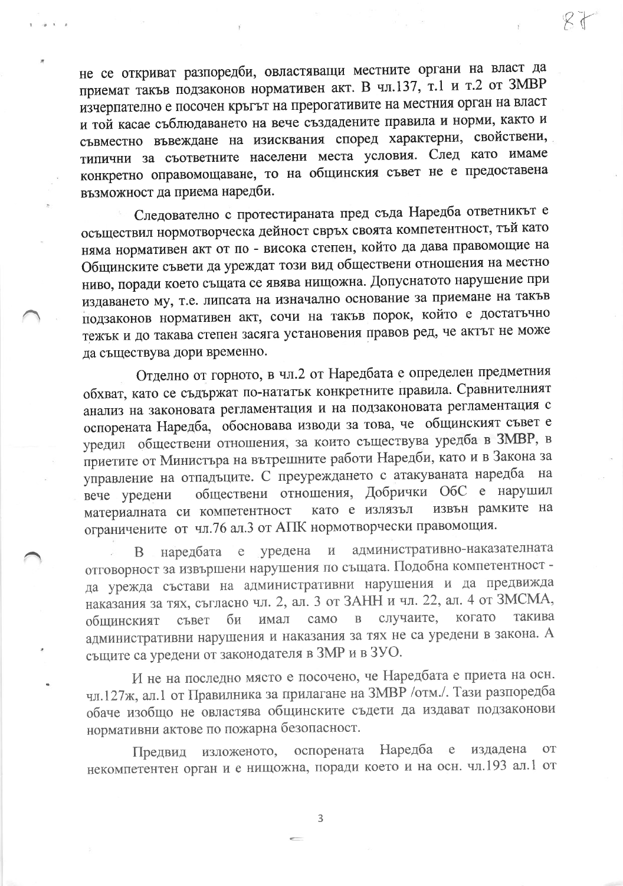не се откриват разпоредби, овластяващи местните органи на власт да приемат такъв подзаконов нормативен акт. В чл.137, т.1 и т.2 от ЗМВР изчерпателно е посочен кръгът на прерогативите на местния орган на власт и той касае съблюдаването на вече създадените правила и норми, както и съвместно въвеждане на изисквания според характерни, свойствени, типични за съответните населени места условия. След като имаме конкретно оправомощаване, то на общинския съвет не е предоставена възможност да приема наредби.

Следователно с протестираната пред съда Наредба ответникът е осъществил нормотворческа дейност свръх своята компетентност, тъй като няма нормативен акт от по - висока степен, който да дава правомощие на Общинските съвети да уреждат този вид обществени отношения на местно ниво, поради което същата се явява нищожна. Допуснатото нарушение при издаването му, т.е. липсата на изначално основание за приемане на такъв подзаконов нормативен акт, сочи на такъв порок, който е достатъчно тежък и до такава степен засяга установения правов ред, че актът не може да съществува дори временно.

Отделно от горното, в чл.2 от Наредбата е определен предметния обхват, като се съдържат по-нататък конкретните правила. Сравнителният анализ на законовата регламентация и на подзаконовата регламентация с оспорената Наредба, обосновава изводи за това, че общинският съвет е уредил обществени отношения, за които съществува уредба в ЗМВР, в приетите от Министъра на вътрешните работи Наредби, като и в Закона за управление на отпадъците. С преуреждането с атакуваната наредба на вече уредени обществени отношения, Добрички ОбС е нарушил материалната си компетентност като е излязъл извън рамките на ограничените от чл.76 ал.3 от АПК нормотворчески правомощия.

В наредбата е уредена и административно-наказателната отговорност за извършени нарушения по същата. Подобна компетентност - да урежда състави на административни нарушения и да предвижда наказания за тях, съгласно чл. 2, ал. 3 от ЗАНН и чл. 22, ал. 4 от ЗМСМА, общинският съвет би имал само в случаите, когато такива административни нарушения и наказания за тях не са уредени в закона. А същите са уредени от законодателя в ЗМР и в ЗУО.

И не на последно място е посочено, че Наредбата е приета на осн. чл.127ж, ал.1 от Правилника за прилагане на ЗМВР /отм./. Тази разпоредба обаче изобщо не овластява общинските съдети да издават подзаконови нормативни актове по пожарна безопасност.

Предвид изложеното, оспорената Наредба е издадена от некомпетентен орган и е нищожна, поради което и на осн. чл.193 ал.1 от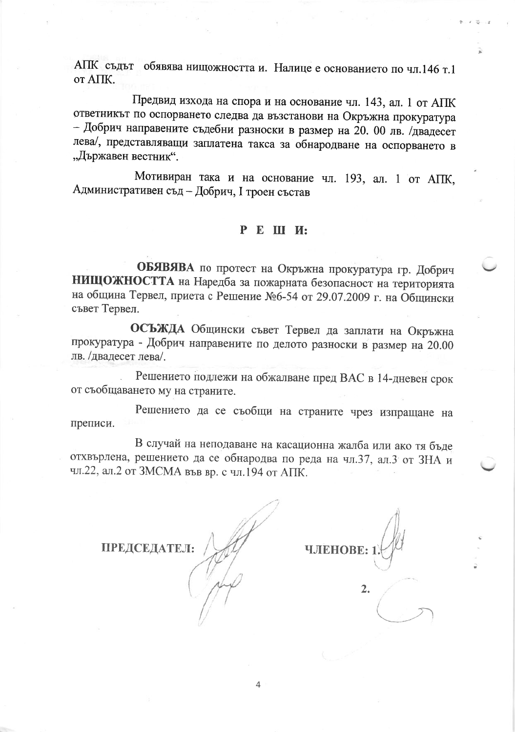АПК съдът обявява нищожността и. Налице е основанието по чл.146 т.1 от АПК.

Предвид изхода на спора и на основание чл. 143, ал. 1 от АПК ответникът по оспорването следва да възстанови на Окръжна прокуратура – Добрич направените съдебни разноски в размер на 20. 00 лв. /двадесет лева/, представляващи заплатена такса за обнародване на оспорването в „Държавен вестник".

Мотивиран така и на основание чл. 193, ал. 1 от АПК, Административен съд – Добрич, I троен състав

**Р Е Ш И:**

**ОБЯВЯВА** по протест на Окръжна прокуратура гр. Добрич **НИЩОЖНОСТТА** на Наредба за пожарната безопасност на територията на община Тервел, приета с Решение №6-54 от 29.07.2009 г. на Общински съвет Тервел.

**ОСЪЖДА** Общински съвет Тервел да заплати на Окръжна прокуратура - Добрич направените по делото разноски в размер на 20.00 лв. /двадесет лева/.

Решението подлежи на обжалване пред ВАС в 14-дневен срок от съобщаването му на страните.

Решението да се съобщи на страните чрез изпращане на преписи.

В случай на неподаване на касационна жалба или ако тя бъде отхвърлена, решението да се обнародва по реда на чл.37, ал.3 от ЗНА и чл.22, ал.2 от ЗМСМА във вр. с чл.194 от АПК.

**ПРЕДСЕДАТЕЛ:**

**ЧЛЕНОВЕ:** 1.

2.